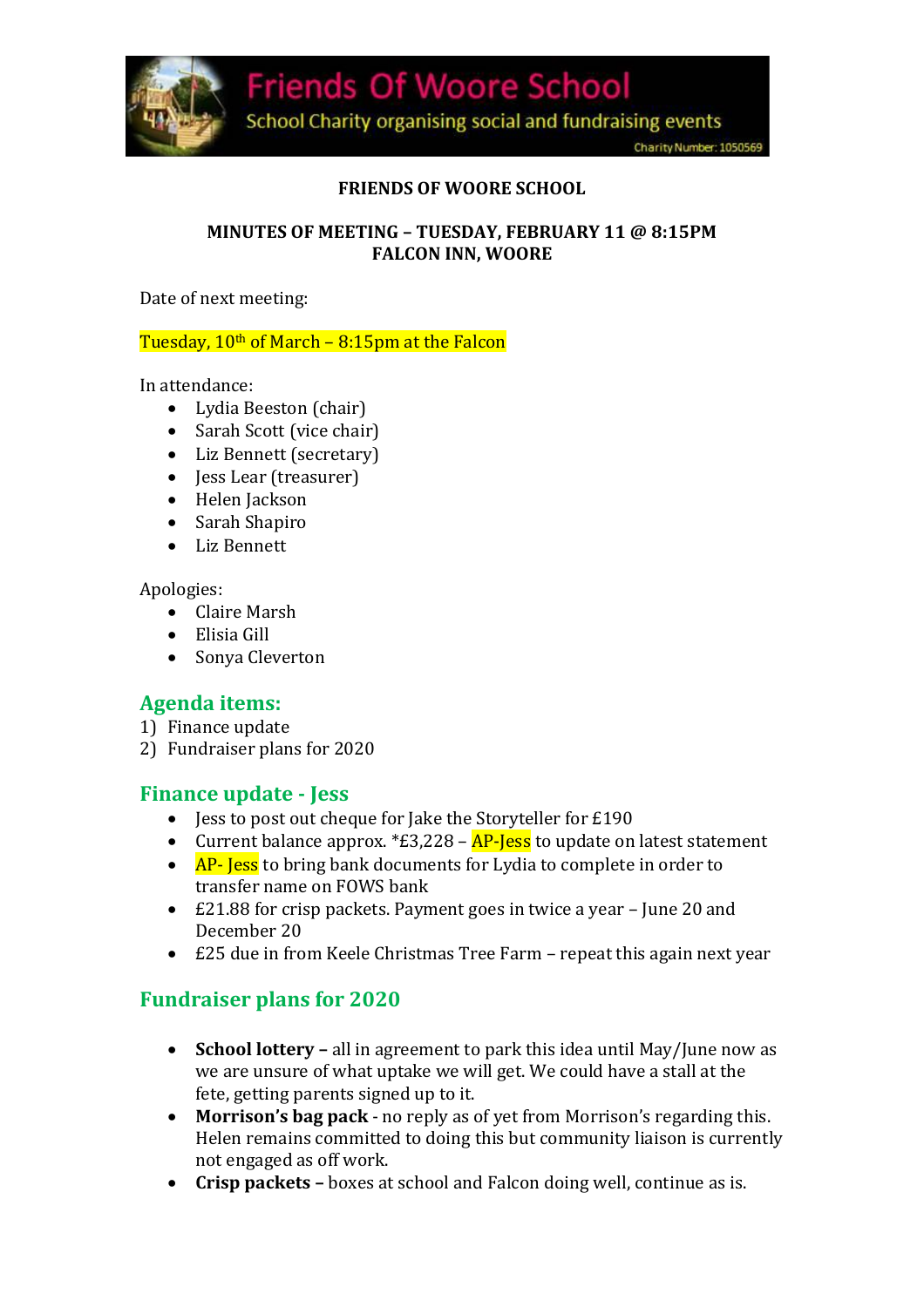Friends Of Woore School

School Charity organising social and fundraising events

Charity Number: 1050569

**FRIENDS OF WOORE SCHOOL**

**MINUTES OF MEETING – TUESDAY, FEBRUARY 11 @ 8:15PM**
**FALCON INN, WOORE**

Date of next meeting:

Tuesday, 10th of March – 8:15pm at the Falcon

In attendance:

- Lydia Beeston (chair)
- Sarah Scott (vice chair)
- Liz Bennett (secretary)
- Jess Lear (treasurer)
- Helen Jackson
- Sarah Shapiro
- Liz Bennett

Apologies:

- Claire Marsh
- Elisia Gill
- Sonya Cleverton

## Agenda items:

1) Finance update
2) Fundraiser plans for 2020

## Finance update - Jess

- Jess to post out cheque for Jake the Storyteller for £190
- Current balance approx. *£3,228 – AP-Jess to update on latest statement
- AP- Jess to bring bank documents for Lydia to complete in order to transfer name on FOWS bank
- £21.88 for crisp packets. Payment goes in twice a year – June 20 and December 20
- £25 due in from Keele Christmas Tree Farm – repeat this again next year

## Fundraiser plans for 2020

- **School lottery –** all in agreement to park this idea until May/June now as we are unsure of what uptake we will get. We could have a stall at the fete, getting parents signed up to it.
- **Morrison's bag pack** - no reply as of yet from Morrison's regarding this. Helen remains committed to doing this but community liaison is currently not engaged as off work.
- **Crisp packets –** boxes at school and Falcon doing well, continue as is.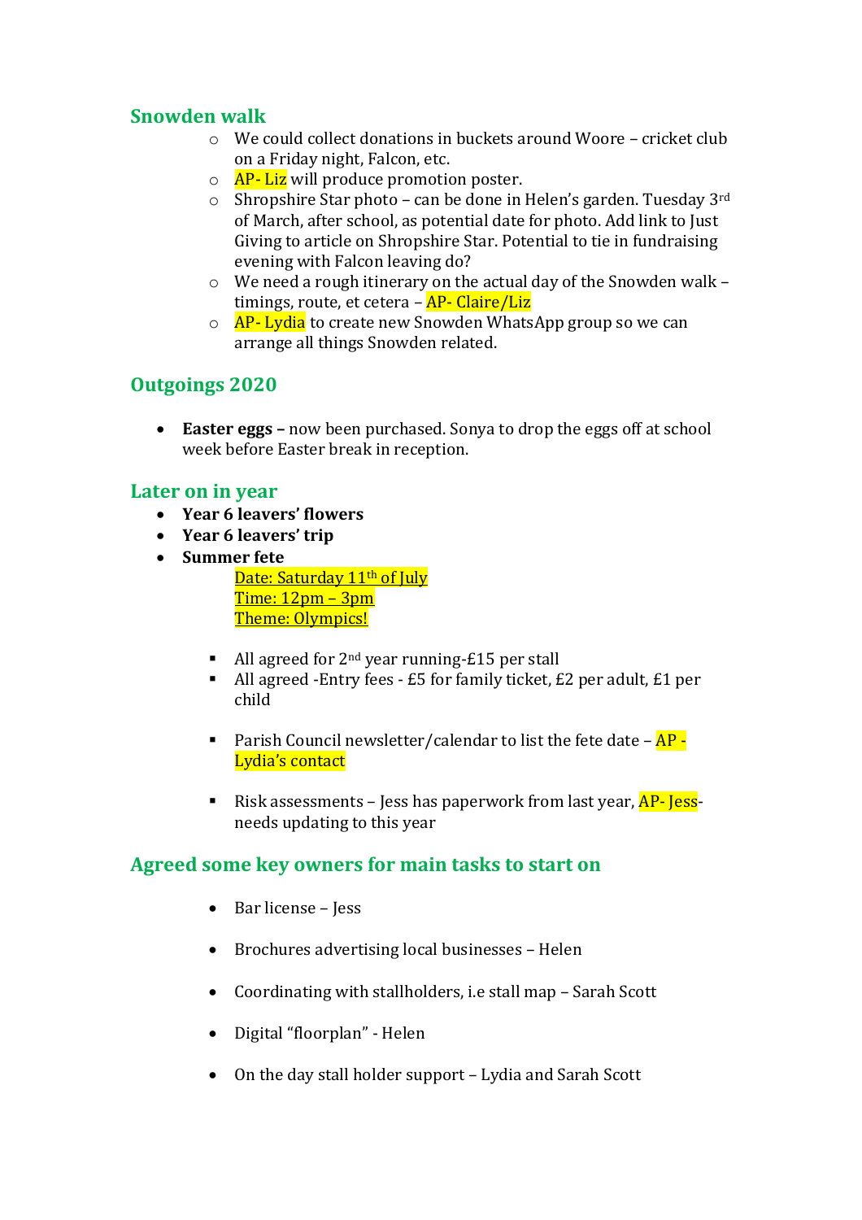## Snowden walk

- We could collect donations in buckets around Woore – cricket club on a Friday night, Falcon, etc.
- AP- Liz will produce promotion poster.
- Shropshire Star photo – can be done in Helen's garden. Tuesday 3rd of March, after school, as potential date for photo. Add link to Just Giving to article on Shropshire Star. Potential to tie in fundraising evening with Falcon leaving do?
- We need a rough itinerary on the actual day of the Snowden walk – timings, route, et cetera – AP- Claire/Liz
- AP- Lydia to create new Snowden WhatsApp group so we can arrange all things Snowden related.

## Outgoings 2020

- **Easter eggs –** now been purchased. Sonya to drop the eggs off at school week before Easter break in reception.

## Later on in year

- **Year 6 leavers' flowers**
- **Year 6 leavers' trip**
- **Summer fete**

  Date: Saturday 11th of July
  Time: 12pm – 3pm
  Theme: Olympics!

  - All agreed for 2nd year running-£15 per stall
  - All agreed -Entry fees - £5 for family ticket, £2 per adult, £1 per child
  - Parish Council newsletter/calendar to list the fete date – AP - Lydia's contact
  - Risk assessments – Jess has paperwork from last year, AP- Jess- needs updating to this year

## Agreed some key owners for main tasks to start on

- Bar license – Jess
- Brochures advertising local businesses – Helen
- Coordinating with stallholders, i.e stall map – Sarah Scott
- Digital "floorplan" - Helen
- On the day stall holder support – Lydia and Sarah Scott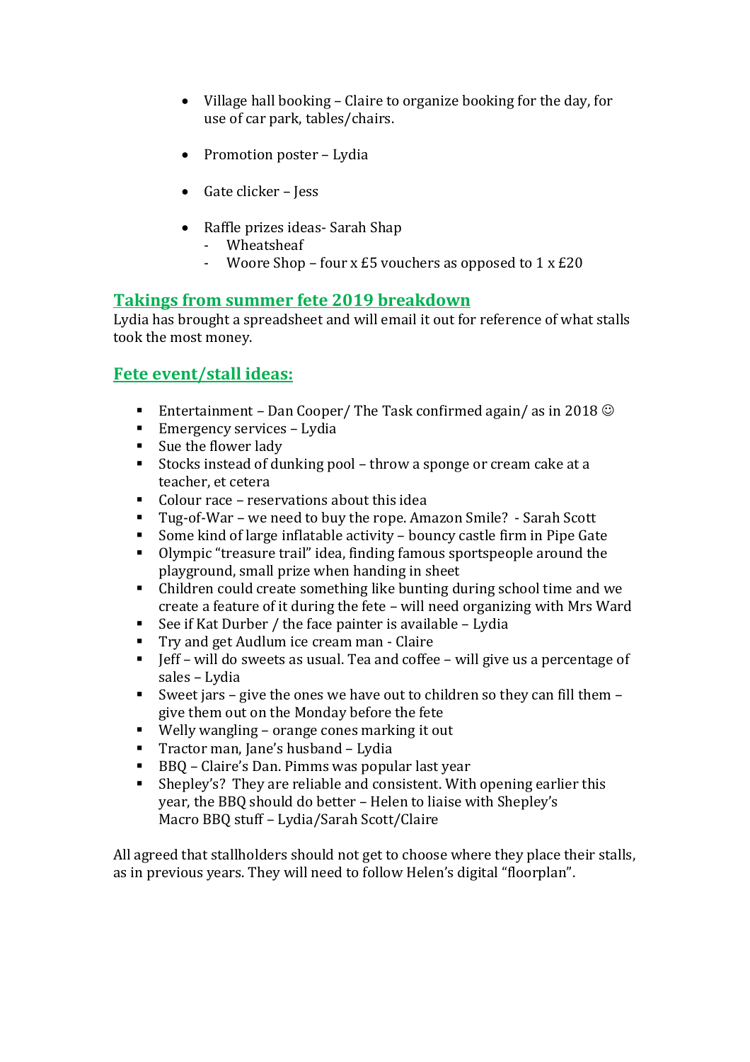- Village hall booking – Claire to organize booking for the day, for use of car park, tables/chairs.

- Promotion poster – Lydia

- Gate clicker – Jess

- Raffle prizes ideas- Sarah Shap
  - Wheatsheaf
  - Woore Shop – four x £5 vouchers as opposed to 1 x £20

## Takings from summer fete 2019 breakdown

Lydia has brought a spreadsheet and will email it out for reference of what stalls took the most money.

## Fete event/stall ideas:

- Entertainment – Dan Cooper/ The Task confirmed again/ as in 2018 ☺
- Emergency services – Lydia
- Sue the flower lady
- Stocks instead of dunking pool – throw a sponge or cream cake at a teacher, et cetera
- Colour race – reservations about this idea
- Tug-of-War – we need to buy the rope. Amazon Smile? - Sarah Scott
- Some kind of large inflatable activity – bouncy castle firm in Pipe Gate
- Olympic "treasure trail" idea, finding famous sportspeople around the playground, small prize when handing in sheet
- Children could create something like bunting during school time and we create a feature of it during the fete – will need organizing with Mrs Ward
- See if Kat Durber / the face painter is available – Lydia
- Try and get Audlum ice cream man - Claire
- Jeff – will do sweets as usual. Tea and coffee – will give us a percentage of sales – Lydia
- Sweet jars – give the ones we have out to children so they can fill them – give them out on the Monday before the fete
- Welly wangling – orange cones marking it out
- Tractor man, Jane's husband – Lydia
- BBQ – Claire's Dan. Pimms was popular last year
- Shepley's? They are reliable and consistent. With opening earlier this year, the BBQ should do better – Helen to liaise with Shepley's
  Macro BBQ stuff – Lydia/Sarah Scott/Claire

All agreed that stallholders should not get to choose where they place their stalls, as in previous years. They will need to follow Helen's digital "floorplan".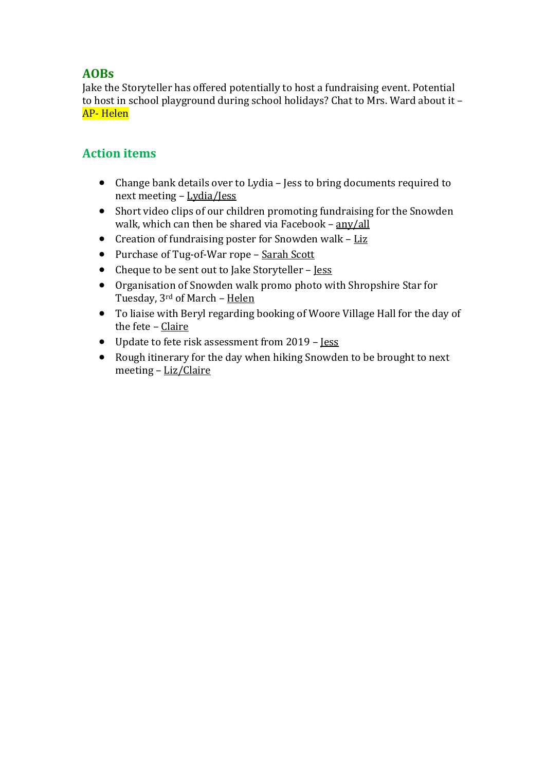## AOBs

Jake the Storyteller has offered potentially to host a fundraising event. Potential to host in school playground during school holidays? Chat to Mrs. Ward about it – AP- Helen

## Action items

- Change bank details over to Lydia – Jess to bring documents required to next meeting – Lydia/Jess
- Short video clips of our children promoting fundraising for the Snowden walk, which can then be shared via Facebook – any/all
- Creation of fundraising poster for Snowden walk – Liz
- Purchase of Tug-of-War rope – Sarah Scott
- Cheque to be sent out to Jake Storyteller – Jess
- Organisation of Snowden walk promo photo with Shropshire Star for Tuesday, 3rd of March – Helen
- To liaise with Beryl regarding booking of Woore Village Hall for the day of the fete – Claire
- Update to fete risk assessment from 2019 – Jess
- Rough itinerary for the day when hiking Snowden to be brought to next meeting – Liz/Claire